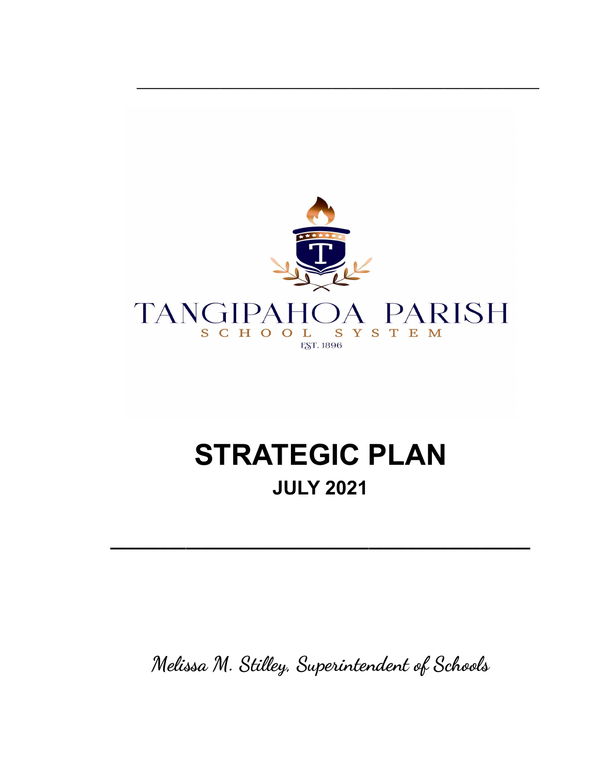TANGIPAHOA PARISH

SCHOOL SYSTEM

EST. 1896

# STRATEGIC PLAN

## JULY 2021

*Melissa M. Stilley, Superintendent of Schools*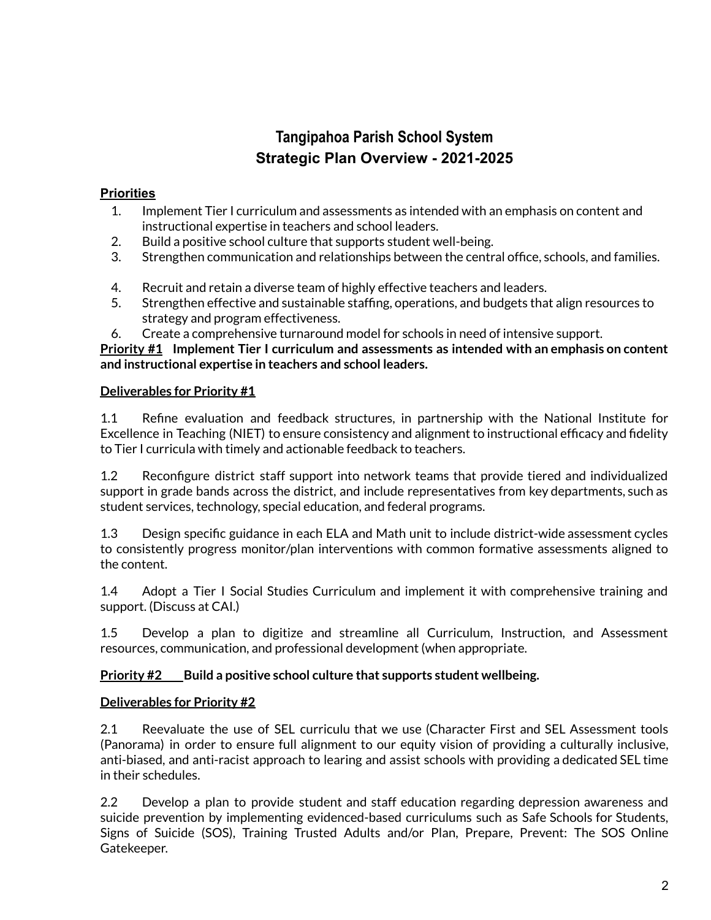# Tangipahoa Parish School System
## Strategic Plan Overview - 2021-2025

**Priorities**

1. Implement Tier I curriculum and assessments as intended with an emphasis on content and instructional expertise in teachers and school leaders.
2. Build a positive school culture that supports student well-being.
3. Strengthen communication and relationships between the central office, schools, and families.
4. Recruit and retain a diverse team of highly effective teachers and leaders.
5. Strengthen effective and sustainable staffing, operations, and budgets that align resources to strategy and program effectiveness.
6. Create a comprehensive turnaround model for schools in need of intensive support.

**Priority #1 Implement Tier I curriculum and assessments as intended with an emphasis on content and instructional expertise in teachers and school leaders.**

**Deliverables for Priority #1**

1.1 Refine evaluation and feedback structures, in partnership with the National Institute for Excellence in Teaching (NIET) to ensure consistency and alignment to instructional efficacy and fidelity to Tier I curricula with timely and actionable feedback to teachers.

1.2 Reconfigure district staff support into network teams that provide tiered and individualized support in grade bands across the district, and include representatives from key departments, such as student services, technology, special education, and federal programs.

1.3 Design specific guidance in each ELA and Math unit to include district-wide assessment cycles to consistently progress monitor/plan interventions with common formative assessments aligned to the content.

1.4 Adopt a Tier I Social Studies Curriculum and implement it with comprehensive training and support. (Discuss at CAI.)

1.5 Develop a plan to digitize and streamline all Curriculum, Instruction, and Assessment resources, communication, and professional development (when appropriate.

**Priority #2 Build a positive school culture that supports student wellbeing.**

**Deliverables for Priority #2**

2.1 Reevaluate the use of SEL curriculu that we use (Character First and SEL Assessment tools (Panorama) in order to ensure full alignment to our equity vision of providing a culturally inclusive, anti-biased, and anti-racist approach to learing and assist schools with providing a dedicated SEL time in their schedules.

2.2 Develop a plan to provide student and staff education regarding depression awareness and suicide prevention by implementing evidenced-based curriculums such as Safe Schools for Students, Signs of Suicide (SOS), Training Trusted Adults and/or Plan, Prepare, Prevent: The SOS Online Gatekeeper.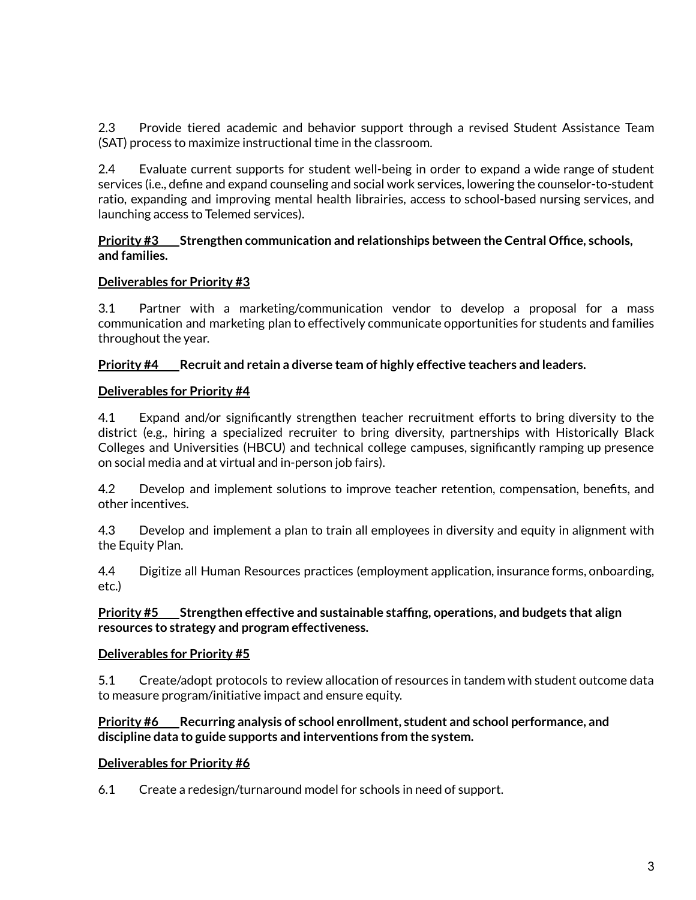2.3 Provide tiered academic and behavior support through a revised Student Assistance Team (SAT) process to maximize instructional time in the classroom.

2.4 Evaluate current supports for student well-being in order to expand a wide range of student services (i.e., define and expand counseling and social work services, lowering the counselor-to-student ratio, expanding and improving mental health librairies, access to school-based nursing services, and launching access to Telemed services).

**Priority #3 Strengthen communication and relationships between the Central Office, schools, and families.**

**Deliverables for Priority #3**

3.1 Partner with a marketing/communication vendor to develop a proposal for a mass communication and marketing plan to effectively communicate opportunities for students and families throughout the year.

**Priority #4 Recruit and retain a diverse team of highly effective teachers and leaders.**

**Deliverables for Priority #4**

4.1 Expand and/or significantly strengthen teacher recruitment efforts to bring diversity to the district (e.g., hiring a specialized recruiter to bring diversity, partnerships with Historically Black Colleges and Universities (HBCU) and technical college campuses, significantly ramping up presence on social media and at virtual and in-person job fairs).

4.2 Develop and implement solutions to improve teacher retention, compensation, benefits, and other incentives.

4.3 Develop and implement a plan to train all employees in diversity and equity in alignment with the Equity Plan.

4.4 Digitize all Human Resources practices (employment application, insurance forms, onboarding, etc.)

**Priority #5 Strengthen effective and sustainable staffing, operations, and budgets that align resources to strategy and program effectiveness.**

**Deliverables for Priority #5**

5.1 Create/adopt protocols to review allocation of resources in tandem with student outcome data to measure program/initiative impact and ensure equity.

**Priority #6 Recurring analysis of school enrollment, student and school performance, and discipline data to guide supports and interventions from the system.**

**Deliverables for Priority #6**

6.1 Create a redesign/turnaround model for schools in need of support.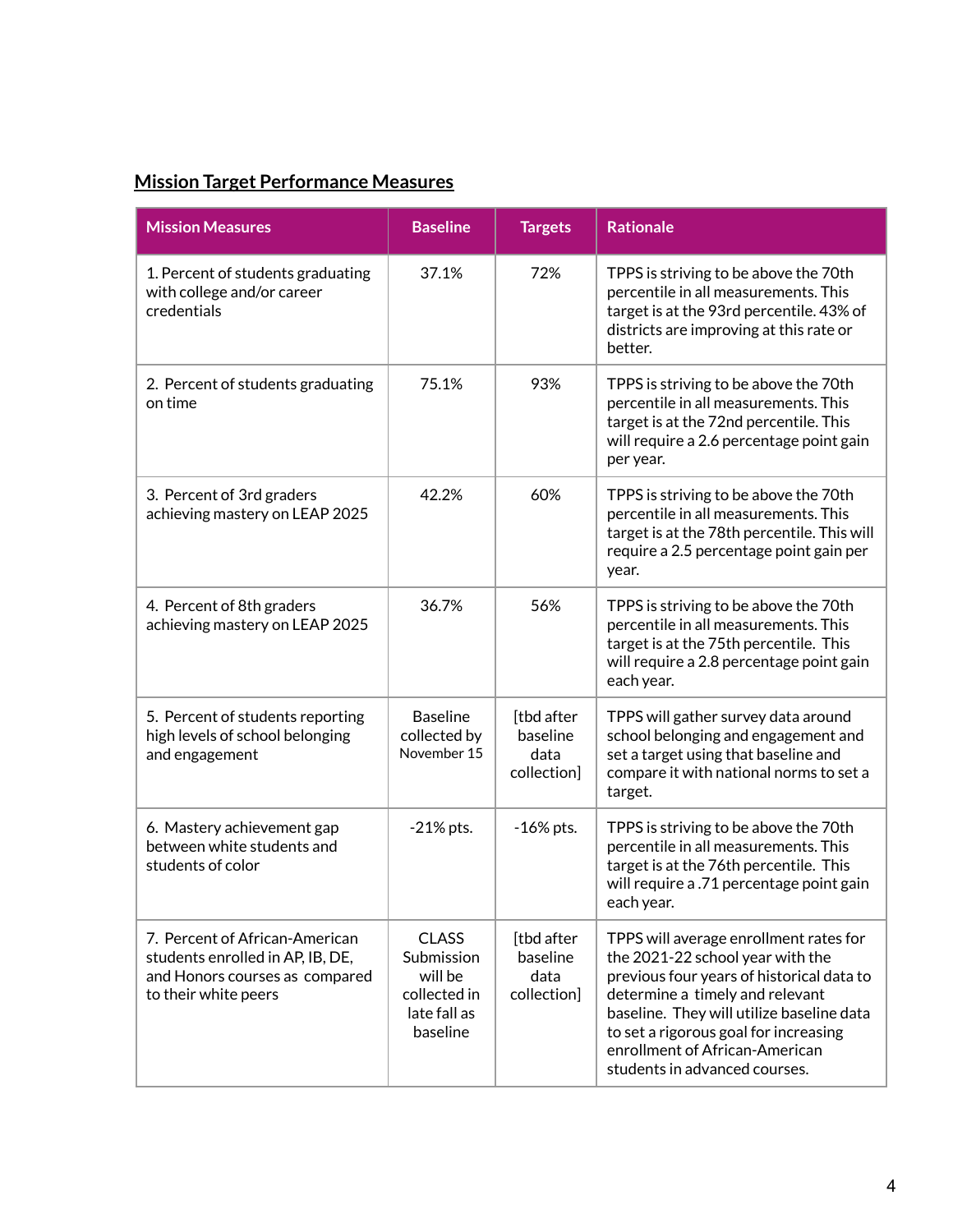## Mission Target Performance Measures

| Mission Measures | Baseline | Targets | Rationale |
|---|---|---|---|
| 1. Percent of students graduating with college and/or career credentials | 37.1% | 72% | TPPS is striving to be above the 70th percentile in all measurements. This target is at the 93rd percentile. 43% of districts are improving at this rate or better. |
| 2. Percent of students graduating on time | 75.1% | 93% | TPPS is striving to be above the 70th percentile in all measurements. This target is at the 72nd percentile. This will require a 2.6 percentage point gain per year. |
| 3. Percent of 3rd graders achieving mastery on LEAP 2025 | 42.2% | 60% | TPPS is striving to be above the 70th percentile in all measurements. This target is at the 78th percentile. This will require a 2.5 percentage point gain per year. |
| 4. Percent of 8th graders achieving mastery on LEAP 2025 | 36.7% | 56% | TPPS is striving to be above the 70th percentile in all measurements. This target is at the 75th percentile. This will require a 2.8 percentage point gain each year. |
| 5. Percent of students reporting high levels of school belonging and engagement | Baseline collected by November 15 | [tbd after baseline data collection] | TPPS will gather survey data around school belonging and engagement and set a target using that baseline and compare it with national norms to set a target. |
| 6. Mastery achievement gap between white students and students of color | -21% pts. | -16% pts. | TPPS is striving to be above the 70th percentile in all measurements. This target is at the 76th percentile. This will require a .71 percentage point gain each year. |
| 7. Percent of African-American students enrolled in AP, IB, DE, and Honors courses as compared to their white peers | CLASS Submission will be collected in late fall as baseline | [tbd after baseline data collection] | TPPS will average enrollment rates for the 2021-22 school year with the previous four years of historical data to determine a timely and relevant baseline. They will utilize baseline data to set a rigorous goal for increasing enrollment of African-American students in advanced courses. |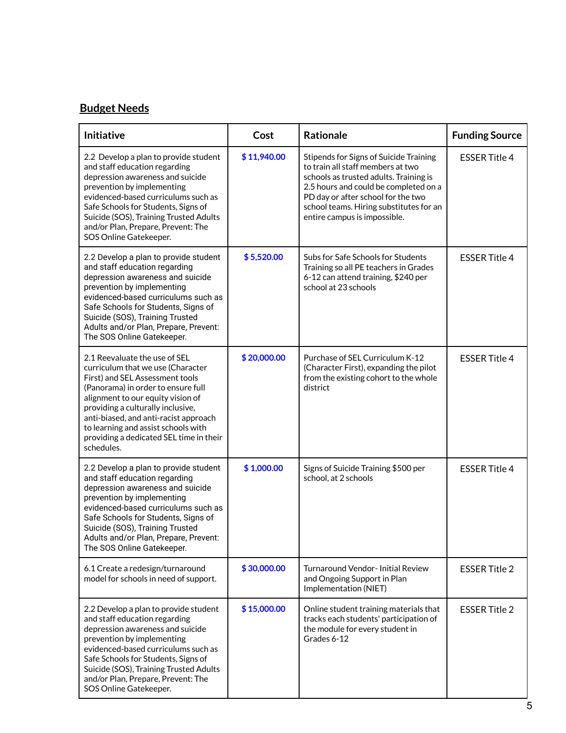## **Budget Needs**

| Initiative | Cost | Rationale | Funding Source |
| --- | --- | --- | --- |
| 2.2 Develop a plan to provide student and staff education regarding depression awareness and suicide prevention by implementing evidenced-based curriculums such as Safe Schools for Students, Signs of Suicide (SOS), Training Trusted Adults and/or Plan, Prepare, Prevent: The SOS Online Gatekeeper. | $ 11,940.00 | Stipends for Signs of Suicide Training to train all staff members at two schools as trusted adults. Training is 2.5 hours and could be completed on a PD day or after school for the two school teams. Hiring substitutes for an entire campus is impossible. | ESSER Title 4 |
| 2.2 Develop a plan to provide student and staff education regarding depression awareness and suicide prevention by implementing evidenced-based curriculums such as Safe Schools for Students, Signs of Suicide (SOS), Training Trusted Adults and/or Plan, Prepare, Prevent: The SOS Online Gatekeeper. | $ 5,520.00 | Subs for Safe Schools for Students Training so all PE teachers in Grades 6-12 can attend training, $240 per school at 23 schools | ESSER Title 4 |
| 2.1 Reevaluate the use of SEL curriculum that we use (Character First) and SEL Assessment tools (Panorama) in order to ensure full alignment to our equity vision of providing a culturally inclusive, anti-biased, and anti-racist approach to learning and assist schools with providing a dedicated SEL time in their schedules. | $ 20,000.00 | Purchase of SEL Curriculum K-12 (Character First), expanding the pilot from the existing cohort to the whole district | ESSER Title 4 |
| 2.2 Develop a plan to provide student and staff education regarding depression awareness and suicide prevention by implementing evidenced-based curriculums such as Safe Schools for Students, Signs of Suicide (SOS), Training Trusted Adults and/or Plan, Prepare, Prevent: The SOS Online Gatekeeper. | $ 1,000.00 | Signs of Suicide Training $500 per school, at 2 schools | ESSER Title 4 |
| 6.1 Create a redesign/turnaround model for schools in need of support. | $ 30,000.00 | Turnaround Vendor- Initial Review and Ongoing Support in Plan Implementation (NIET) | ESSER Title 2 |
| 2.2 Develop a plan to provide student and staff education regarding depression awareness and suicide prevention by implementing evidenced-based curriculums such as Safe Schools for Students, Signs of Suicide (SOS), Training Trusted Adults and/or Plan, Prepare, Prevent: The SOS Online Gatekeeper. | $ 15,000.00 | Online student training materials that tracks each students' participation of the module for every student in Grades 6-12 | ESSER Title 2 |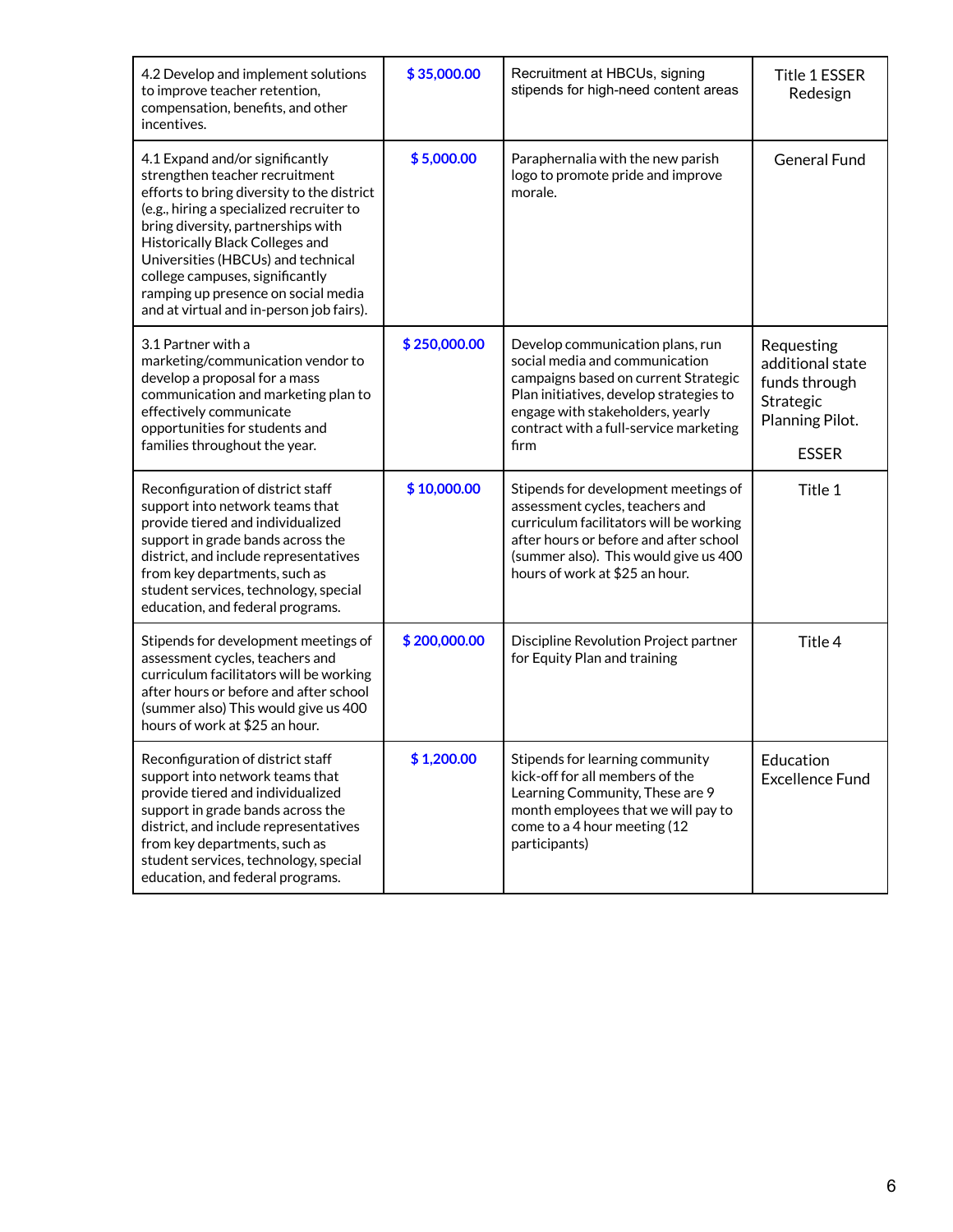| | | | |
|---|---|---|---|
| 4.2 Develop and implement solutions to improve teacher retention, compensation, benefits, and other incentives. | $ 35,000.00 | Recruitment at HBCUs, signing stipends for high-need content areas | Title 1 ESSER Redesign |
| 4.1 Expand and/or significantly strengthen teacher recruitment efforts to bring diversity to the district (e.g., hiring a specialized recruiter to bring diversity, partnerships with Historically Black Colleges and Universities (HBCUs) and technical college campuses, significantly ramping up presence on social media and at virtual and in-person job fairs). | $ 5,000.00 | Paraphernalia with the new parish logo to promote pride and improve morale. | General Fund |
| 3.1 Partner with a marketing/communication vendor to develop a proposal for a mass communication and marketing plan to effectively communicate opportunities for students and families throughout the year. | $ 250,000.00 | Develop communication plans, run social media and communication campaigns based on current Strategic Plan initiatives, develop strategies to engage with stakeholders, yearly contract with a full-service marketing firm | Requesting additional state funds through Strategic Planning Pilot.<br><br>ESSER |
| Reconfiguration of district staff support into network teams that provide tiered and individualized support in grade bands across the district, and include representatives from key departments, such as student services, technology, special education, and federal programs. | $ 10,000.00 | Stipends for development meetings of assessment cycles, teachers and curriculum facilitators will be working after hours or before and after school (summer also). This would give us 400 hours of work at $25 an hour. | Title 1 |
| Stipends for development meetings of assessment cycles, teachers and curriculum facilitators will be working after hours or before and after school (summer also) This would give us 400 hours of work at $25 an hour. | $ 200,000.00 | Discipline Revolution Project partner for Equity Plan and training | Title 4 |
| Reconfiguration of district staff support into network teams that provide tiered and individualized support in grade bands across the district, and include representatives from key departments, such as student services, technology, special education, and federal programs. | $ 1,200.00 | Stipends for learning community kick-off for all members of the Learning Community, These are 9 month employees that we will pay to come to a 4 hour meeting (12 participants) | Education Excellence Fund |